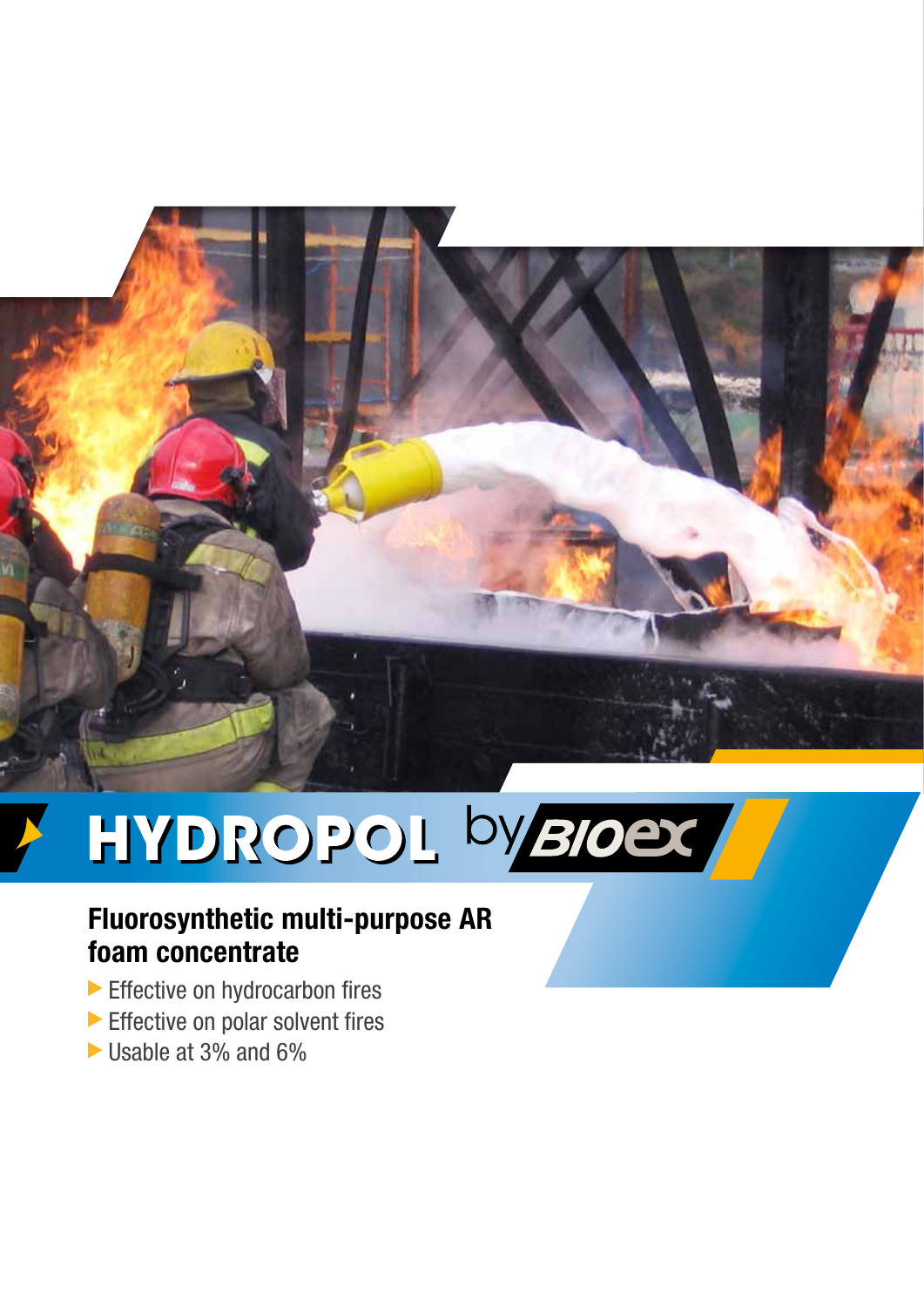# HYDROPOL by BIOEX

## Fluorosynthetic multi-purpose AR foam concentrate

- Effective on hydrocarbon fires
- Effective on polar solvent fires
- Usable at 3% and 6%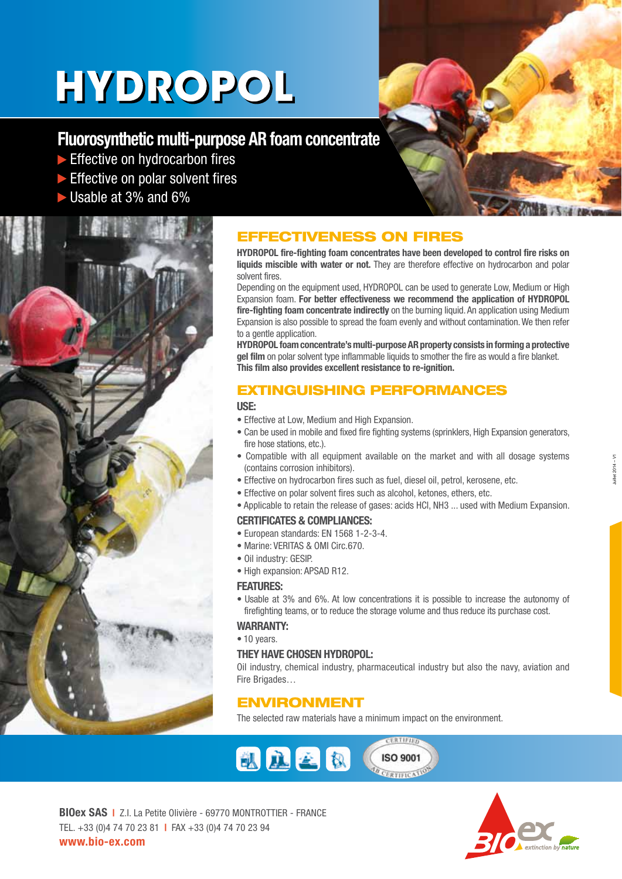# HYDROPOL

## Fluorosynthetic multi-purpose AR foam concentrate

- Effective on hydrocarbon fires
- Effective on polar solvent fires
- Usable at 3% and 6%

## EFFECTIVENESS ON FIRES

**HYDROPOL fire-fighting foam concentrates have been developed to control fire risks on liquids miscible with water or not.** They are therefore effective on hydrocarbon and polar solvent fires.

Depending on the equipment used, HYDROPOL can be used to generate Low, Medium or High Expansion foam. **For better effectiveness we recommend the application of HYDROPOL fire-fighting foam concentrate indirectly** on the burning liquid. An application using Medium Expansion is also possible to spread the foam evenly and without contamination. We then refer to a gentle application.

**HYDROPOL foam concentrate's multi-purpose AR property consists in forming a protective gel film** on polar solvent type inflammable liquids to smother the fire as would a fire blanket. **This film also provides excellent resistance to re-ignition.**

## EXTINGUISHING PERFORMANCES

### USE:

- Effective at Low, Medium and High Expansion.
- Can be used in mobile and fixed fire fighting systems (sprinklers, High Expansion generators, fire hose stations, etc.).
- Compatible with all equipment available on the market and with all dosage systems (contains corrosion inhibitors).
- Effective on hydrocarbon fires such as fuel, diesel oil, petrol, kerosene, etc.
- Effective on polar solvent fires such as alcohol, ketones, ethers, etc.
- Applicable to retain the release of gases: acids HCl, NH3 ... used with Medium Expansion.

### CERTIFICATES & COMPLIANCES:

- European standards: EN 1568 1-2-3-4.
- Marine: VERITAS & OMI Circ.670.
- Oil industry: GESIP.
- High expansion: APSAD R12.

### FEATURES:

- Usable at 3% and 6%. At low concentrations it is possible to increase the autonomy of firefighting teams, or to reduce the storage volume and thus reduce its purchase cost.

### WARRANTY:

- 10 years.

### THEY HAVE CHOSEN HYDROPOL:

Oil industry, chemical industry, pharmaceutical industry but also the navy, aviation and Fire Brigades…

## ENVIRONMENT

The selected raw materials have a minimum impact on the environment.

CERTIFIED ISO 9001 AB CERTIFICATION

Juillet 2014 – V1

**BIOex SAS** | Z.I. La Petite Olivière - 69770 MONTROTTIER - FRANCE
TEL. +33 (0)4 74 70 23 81 | FAX +33 (0)4 74 70 23 94
**www.bio-ex.com**

BIOex extinction by nature